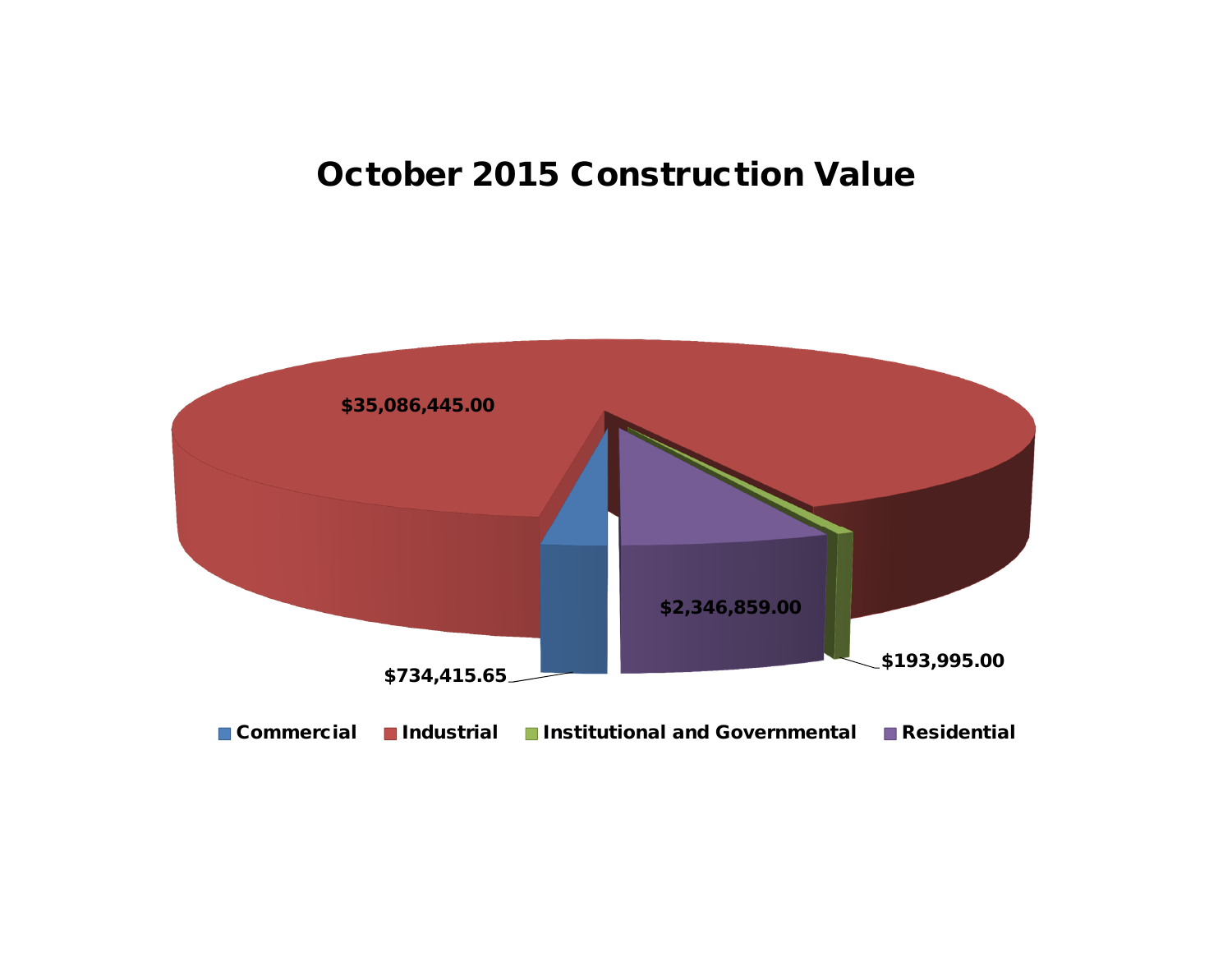# October 2015 Construction Value

$35,086,445.00

$2,346,859.00

$734,415.65

$193,995.00

Commercial
Industrial
Institutional and Governmental
Residential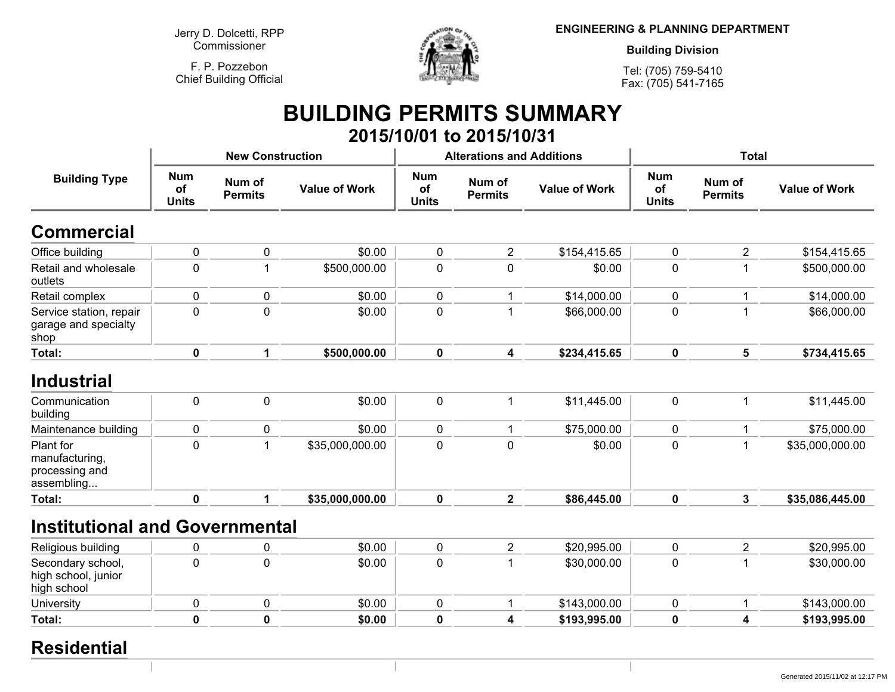Jerry D. Dolcetti, RPP
Commissioner

F. P. Pozzebon
Chief Building Official

**ENGINEERING & PLANNING DEPARTMENT**

**Building Division**

Tel: (705) 759-5410
Fax: (705) 541-7165

# BUILDING PERMITS SUMMARY

## 2015/10/01 to 2015/10/31

| Building Type | New Construction | | | Alterations and Additions | | | Total | | |
|---|---|---|---|---|---|---|---|---|---|
| | Num of Units | Num of Permits | Value of Work | Num of Units | Num of Permits | Value of Work | Num of Units | Num of Permits | Value of Work |
| **Commercial** | | | | | | | | | |
| Office building | 0 | 0 | $0.00 | 0 | 2 | $154,415.65 | 0 | 2 | $154,415.65 |
| Retail and wholesale outlets | 0 | 1 | $500,000.00 | 0 | 0 | $0.00 | 0 | 1 | $500,000.00 |
| Retail complex | 0 | 0 | $0.00 | 0 | 1 | $14,000.00 | 0 | 1 | $14,000.00 |
| Service station, repair garage and specialty shop | 0 | 0 | $0.00 | 0 | 1 | $66,000.00 | 0 | 1 | $66,000.00 |
| **Total:** | **0** | **1** | **$500,000.00** | **0** | **4** | **$234,415.65** | **0** | **5** | **$734,415.65** |
| **Industrial** | | | | | | | | | |
| Communication building | 0 | 0 | $0.00 | 0 | 1 | $11,445.00 | 0 | 1 | $11,445.00 |
| Maintenance building | 0 | 0 | $0.00 | 0 | 1 | $75,000.00 | 0 | 1 | $75,000.00 |
| Plant for manufacturing, processing and assembling... | 0 | 1 | $35,000,000.00 | 0 | 0 | $0.00 | 0 | 1 | $35,000,000.00 |
| **Total:** | **0** | **1** | **$35,000,000.00** | **0** | **2** | **$86,445.00** | **0** | **3** | **$35,086,445.00** |
| **Institutional and Governmental** | | | | | | | | | |
| Religious building | 0 | 0 | $0.00 | 0 | 2 | $20,995.00 | 0 | 2 | $20,995.00 |
| Secondary school, high school, junior high school | 0 | 0 | $0.00 | 0 | 1 | $30,000.00 | 0 | 1 | $30,000.00 |
| University | 0 | 0 | $0.00 | 0 | 1 | $143,000.00 | 0 | 1 | $143,000.00 |
| **Total:** | **0** | **0** | **$0.00** | **0** | **4** | **$193,995.00** | **0** | **4** | **$193,995.00** |
| **Residential** | | | | | | | | | |

Generated 2015/11/02 at 12:17 PM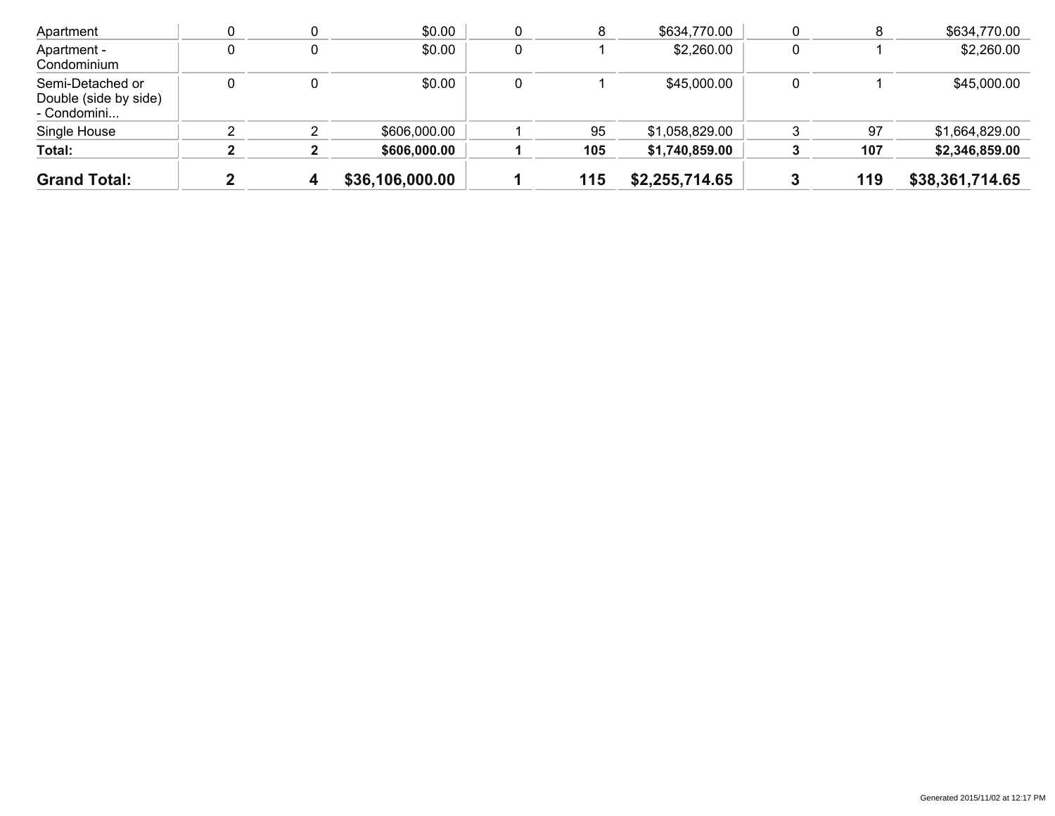| | | | | | | | | | |
|---|---|---|---|---|---|---|---|---|---|
| Apartment | 0 | 0 | $0.00 | 0 | 8 | $634,770.00 | 0 | 8 | $634,770.00 |
| Apartment - Condominium | 0 | 0 | $0.00 | 0 | 1 | $2,260.00 | 0 | 1 | $2,260.00 |
| Semi-Detached or Double (side by side) - Condomini... | 0 | 0 | $0.00 | 0 | 1 | $45,000.00 | 0 | 1 | $45,000.00 |
| Single House | 2 | 2 | $606,000.00 | 1 | 95 | $1,058,829.00 | 3 | 97 | $1,664,829.00 |
| **Total:** | **2** | **2** | **$606,000.00** | **1** | **105** | **$1,740,859.00** | **3** | **107** | **$2,346,859.00** |
| **Grand Total:** | **2** | **4** | **$36,106,000.00** | **1** | **115** | **$2,255,714.65** | **3** | **119** | **$38,361,714.65** |

Generated 2015/11/02 at 12:17 PM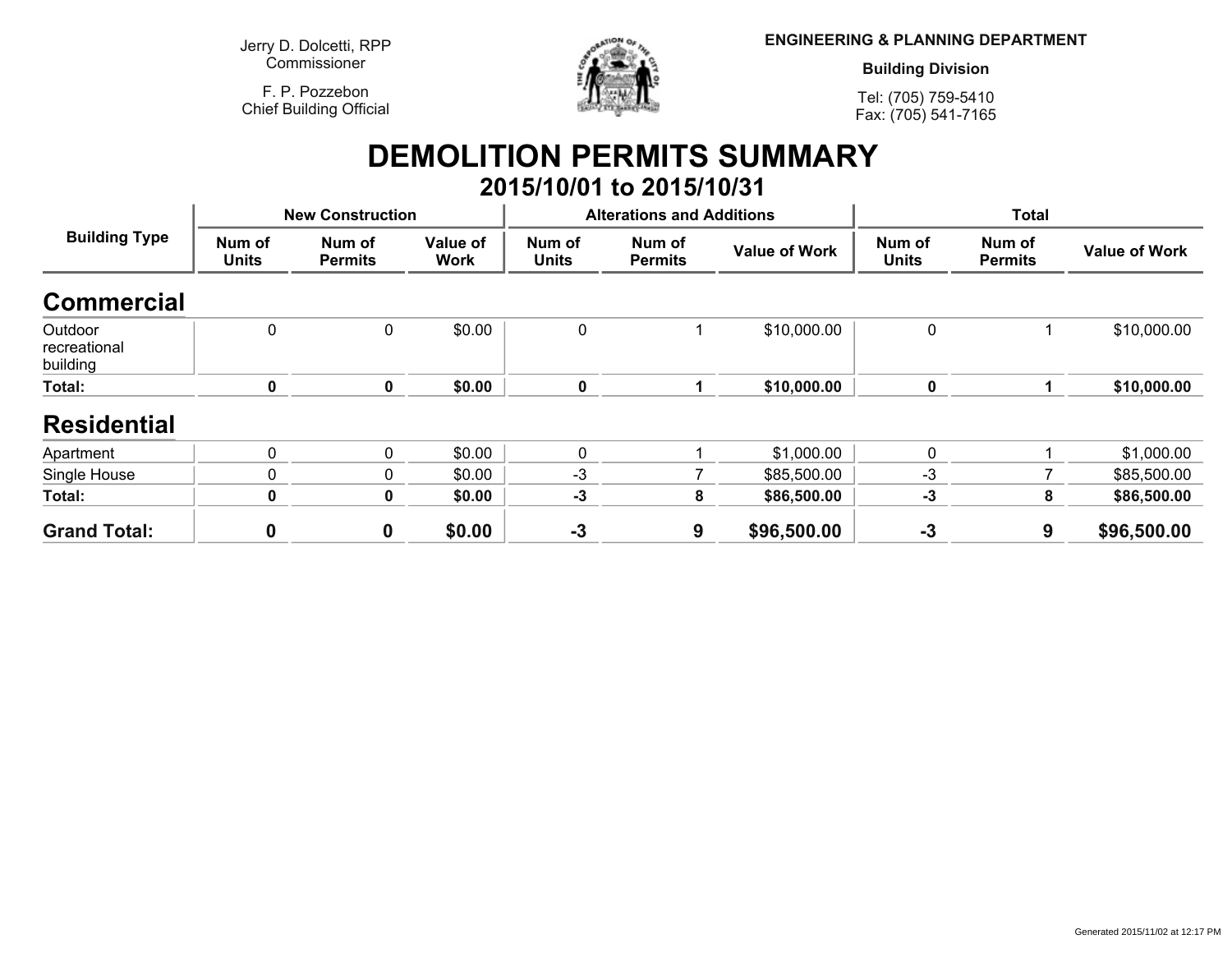Jerry D. Dolcetti, RPP
Commissioner

F. P. Pozzebon
Chief Building Official

**ENGINEERING & PLANNING DEPARTMENT**

**Building Division**

Tel: (705) 759-5410
Fax: (705) 541-7165

# DEMOLITION PERMITS SUMMARY

## 2015/10/01 to 2015/10/31

| Building Type | New Construction | | | Alterations and Additions | | | Total | | |
|---|---|---|---|---|---|---|---|---|---|
| | Num of Units | Num of Permits | Value of Work | Num of Units | Num of Permits | Value of Work | Num of Units | Num of Permits | Value of Work |
| **Commercial** | | | | | | | | | |
| Outdoor recreational building | 0 | 0 | $0.00 | 0 | 1 | $10,000.00 | 0 | 1 | $10,000.00 |
| **Total:** | **0** | **0** | **$0.00** | **0** | **1** | **$10,000.00** | **0** | **1** | **$10,000.00** |
| **Residential** | | | | | | | | | |
| Apartment | 0 | 0 | $0.00 | 0 | 1 | $1,000.00 | 0 | 1 | $1,000.00 |
| Single House | 0 | 0 | $0.00 | -3 | 7 | $85,500.00 | -3 | 7 | $85,500.00 |
| **Total:** | **0** | **0** | **$0.00** | **-3** | **8** | **$86,500.00** | **-3** | **8** | **$86,500.00** |
| **Grand Total:** | **0** | **0** | **$0.00** | **-3** | **9** | **$96,500.00** | **-3** | **9** | **$96,500.00** |

Generated 2015/11/02 at 12:17 PM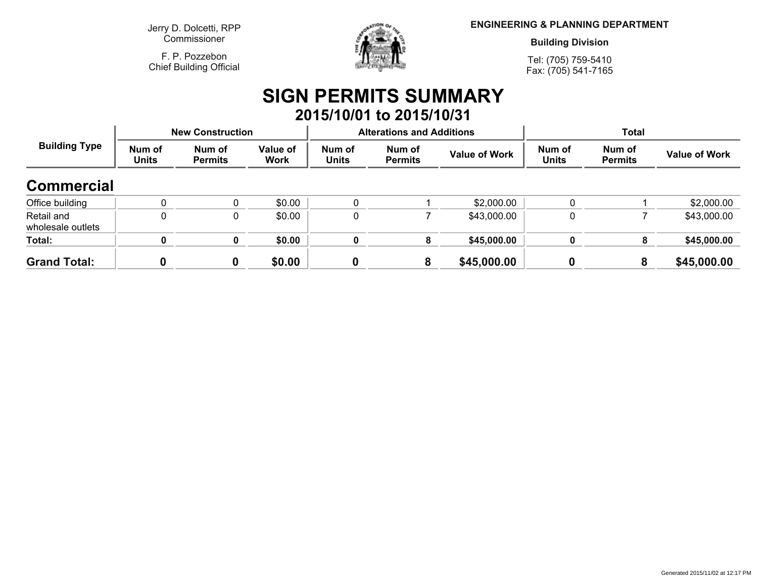Jerry D. Dolcetti, RPP
Commissioner

F. P. Pozzebon
Chief Building Official

**ENGINEERING & PLANNING DEPARTMENT**

**Building Division**

Tel: (705) 759-5410
Fax: (705) 541-7165

# SIGN PERMITS SUMMARY

## 2015/10/01 to 2015/10/31

| Building Type | New Construction | | | Alterations and Additions | | | Total | | |
|---|---|---|---|---|---|---|---|---|---|
| | Num of Units | Num of Permits | Value of Work | Num of Units | Num of Permits | Value of Work | Num of Units | Num of Permits | Value of Work |
| **Commercial** | | | | | | | | | |
| Office building | 0 | 0 | $0.00 | 0 | 1 | $2,000.00 | 0 | 1 | $2,000.00 |
| Retail and wholesale outlets | 0 | 0 | $0.00 | 0 | 7 | $43,000.00 | 0 | 7 | $43,000.00 |
| **Total:** | **0** | **0** | **$0.00** | **0** | **8** | **$45,000.00** | **0** | **8** | **$45,000.00** |
| **Grand Total:** | **0** | **0** | **$0.00** | **0** | **8** | **$45,000.00** | **0** | **8** | **$45,000.00** |

Generated 2015/11/02 at 12:17 PM